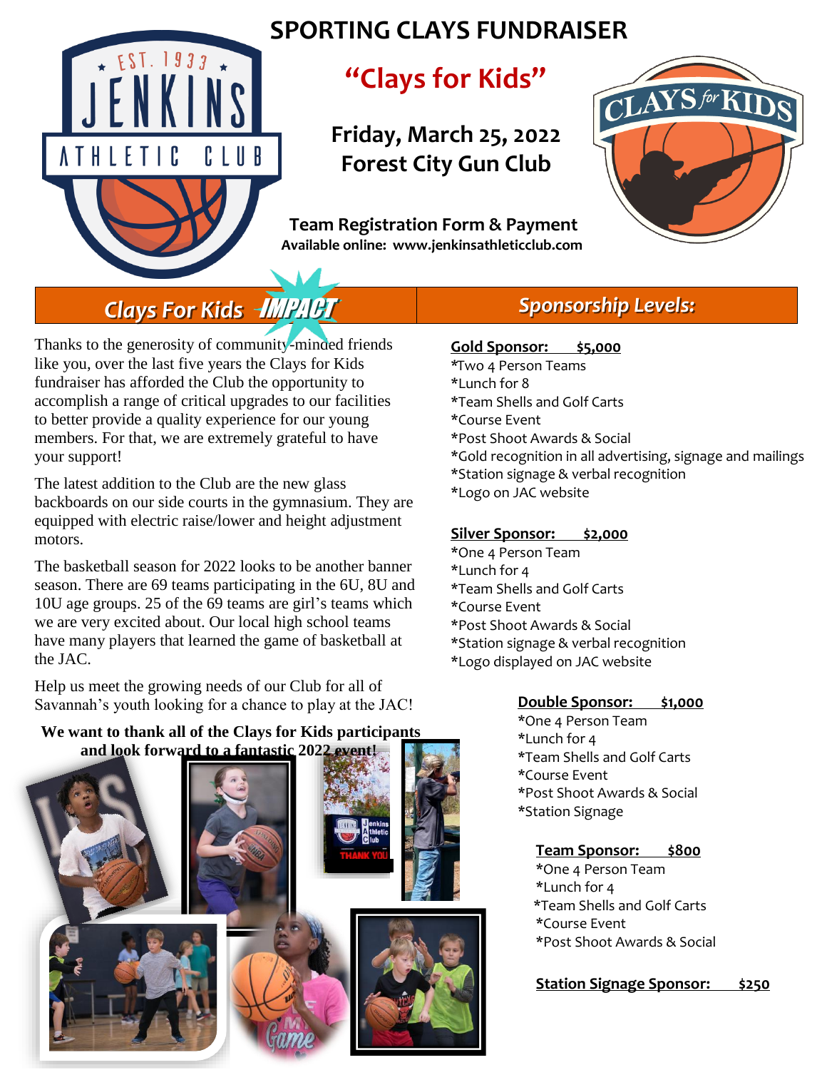# SPORTING CLAYS FUNDRAISER

## "Clays for Kids"

**Friday, March 25, 2022**
**Forest City Gun Club**

**Team Registration Form & Payment**
**Available online: www.jenkinsathleticclub.com**

## Clays For Kids IMPACT

Thanks to the generosity of community-minded friends like you, over the last five years the Clays for Kids fundraiser has afforded the Club the opportunity to accomplish a range of critical upgrades to our facilities to better provide a quality experience for our young members. For that, we are extremely grateful to have your support!

The latest addition to the Club are the new glass backboards on our side courts in the gymnasium. They are equipped with electric raise/lower and height adjustment motors.

The basketball season for 2022 looks to be another banner season. There are 69 teams participating in the 6U, 8U and 10U age groups. 25 of the 69 teams are girl's teams which we are very excited about. Our local high school teams have many players that learned the game of basketball at the JAC.

Help us meet the growing needs of our Club for all of Savannah's youth looking for a chance to play at the JAC!

**We want to thank all of the Clays for Kids participants and look forward to a fantastic 2022 event!**

## Sponsorship Levels:

**Gold Sponsor: $5,000**
*Two 4 Person Teams
*Lunch for 8
*Team Shells and Golf Carts
*Course Event
*Post Shoot Awards & Social
*Gold recognition in all advertising, signage and mailings
*Station signage & verbal recognition
*Logo on JAC website

**Silver Sponsor: $2,000**
*One 4 Person Team
*Lunch for 4
*Team Shells and Golf Carts
*Course Event
*Post Shoot Awards & Social
*Station signage & verbal recognition
*Logo displayed on JAC website

**Double Sponsor: $1,000**
*One 4 Person Team
*Lunch for 4
*Team Shells and Golf Carts
*Course Event
*Post Shoot Awards & Social
*Station Signage

**Team Sponsor: $800**
*One 4 Person Team
*Lunch for 4
*Team Shells and Golf Carts
*Course Event
*Post Shoot Awards & Social

**Station Signage Sponsor: $250**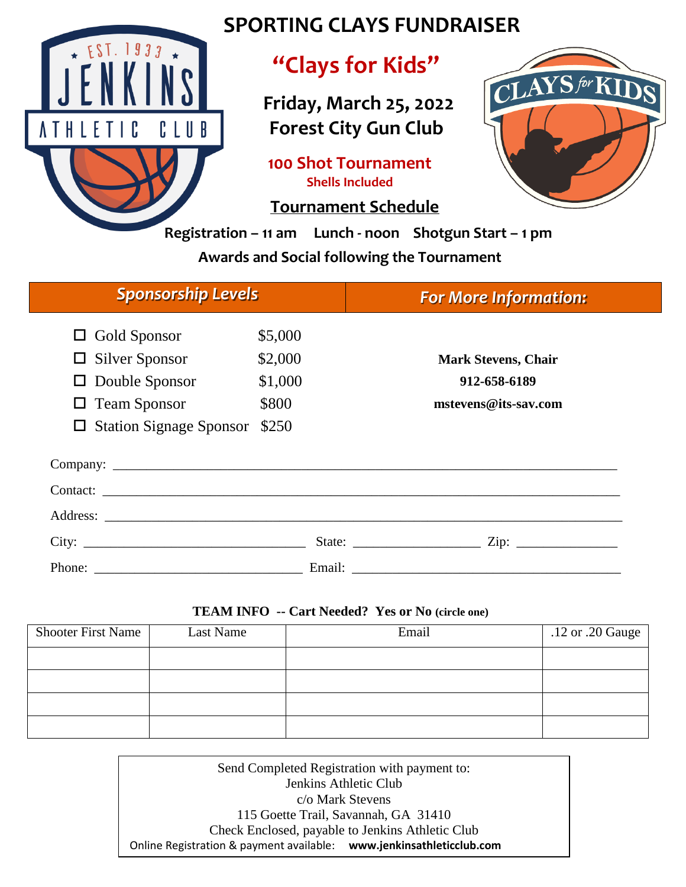# SPORTING CLAYS FUNDRAISER

## "Clays for Kids"

**Friday, March 25, 2022**
**Forest City Gun Club**

**100 Shot Tournament**
**Shells Included**

**Tournament Schedule**

**Registration – 11 am    Lunch - noon    Shotgun Start – 1 pm**

**Awards and Social following the Tournament**

| *Sponsorship Levels* | | *For More Information:* |
|---|---|---|
| ☐ Gold Sponsor | $5,000 | |
| ☐ Silver Sponsor | $2,000 | **Mark Stevens, Chair** |
| ☐ Double Sponsor | $1,000 | **912-658-6189** |
| ☐ Team Sponsor | $800 | **mstevens@its-sav.com** |
| ☐ Station Signage Sponsor | $250 | |

Company: ___________________________________________________________________________

Contact: ____________________________________________________________________________

Address: ____________________________________________________________________________

City: ________________________________ State: ___________________ Zip: _______________

Phone: _______________________________ Email: ________________________________________

**TEAM INFO -- Cart Needed? Yes or No (circle one)**

| Shooter First Name | Last Name | Email | .12 or .20 Gauge |
|---|---|---|---|
| | | | |
| | | | |
| | | | |
| | | | |

Send Completed Registration with payment to:
Jenkins Athletic Club
c/o Mark Stevens
115 Goette Trail, Savannah, GA 31410
Check Enclosed, payable to Jenkins Athletic Club
Online Registration & payment available: **www.jenkinsathleticclub.com**